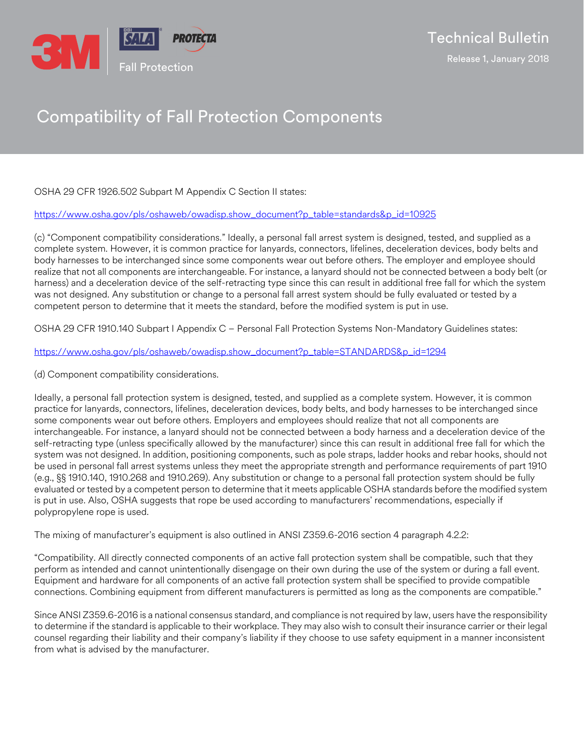3M | DBI SALA | PROTECTA

Fall Protection

Technical Bulletin

Release 1, January 2018

# Compatibility of Fall Protection Components

OSHA 29 CFR 1926.502 Subpart M Appendix C Section II states:

https://www.osha.gov/pls/oshaweb/owadisp.show_document?p_table=standards&p_id=10925

(c) "Component compatibility considerations." Ideally, a personal fall arrest system is designed, tested, and supplied as a complete system. However, it is common practice for lanyards, connectors, lifelines, deceleration devices, body belts and body harnesses to be interchanged since some components wear out before others. The employer and employee should realize that not all components are interchangeable. For instance, a lanyard should not be connected between a body belt (or harness) and a deceleration device of the self-retracting type since this can result in additional free fall for which the system was not designed. Any substitution or change to a personal fall arrest system should be fully evaluated or tested by a competent person to determine that it meets the standard, before the modified system is put in use.

OSHA 29 CFR 1910.140 Subpart I Appendix C – Personal Fall Protection Systems Non-Mandatory Guidelines states:

https://www.osha.gov/pls/oshaweb/owadisp.show_document?p_table=STANDARDS&p_id=1294

(d) Component compatibility considerations.

Ideally, a personal fall protection system is designed, tested, and supplied as a complete system. However, it is common practice for lanyards, connectors, lifelines, deceleration devices, body belts, and body harnesses to be interchanged since some components wear out before others. Employers and employees should realize that not all components are interchangeable. For instance, a lanyard should not be connected between a body harness and a deceleration device of the self-retracting type (unless specifically allowed by the manufacturer) since this can result in additional free fall for which the system was not designed. In addition, positioning components, such as pole straps, ladder hooks and rebar hooks, should not be used in personal fall arrest systems unless they meet the appropriate strength and performance requirements of part 1910 (e.g., §§ 1910.140, 1910.268 and 1910.269). Any substitution or change to a personal fall protection system should be fully evaluated or tested by a competent person to determine that it meets applicable OSHA standards before the modified system is put in use. Also, OSHA suggests that rope be used according to manufacturers' recommendations, especially if polypropylene rope is used.

The mixing of manufacturer's equipment is also outlined in ANSI Z359.6-2016 section 4 paragraph 4.2.2:

"Compatibility. All directly connected components of an active fall protection system shall be compatible, such that they perform as intended and cannot unintentionally disengage on their own during the use of the system or during a fall event. Equipment and hardware for all components of an active fall protection system shall be specified to provide compatible connections. Combining equipment from different manufacturers is permitted as long as the components are compatible."

Since ANSI Z359.6-2016 is a national consensus standard, and compliance is not required by law, users have the responsibility to determine if the standard is applicable to their workplace. They may also wish to consult their insurance carrier or their legal counsel regarding their liability and their company's liability if they choose to use safety equipment in a manner inconsistent from what is advised by the manufacturer.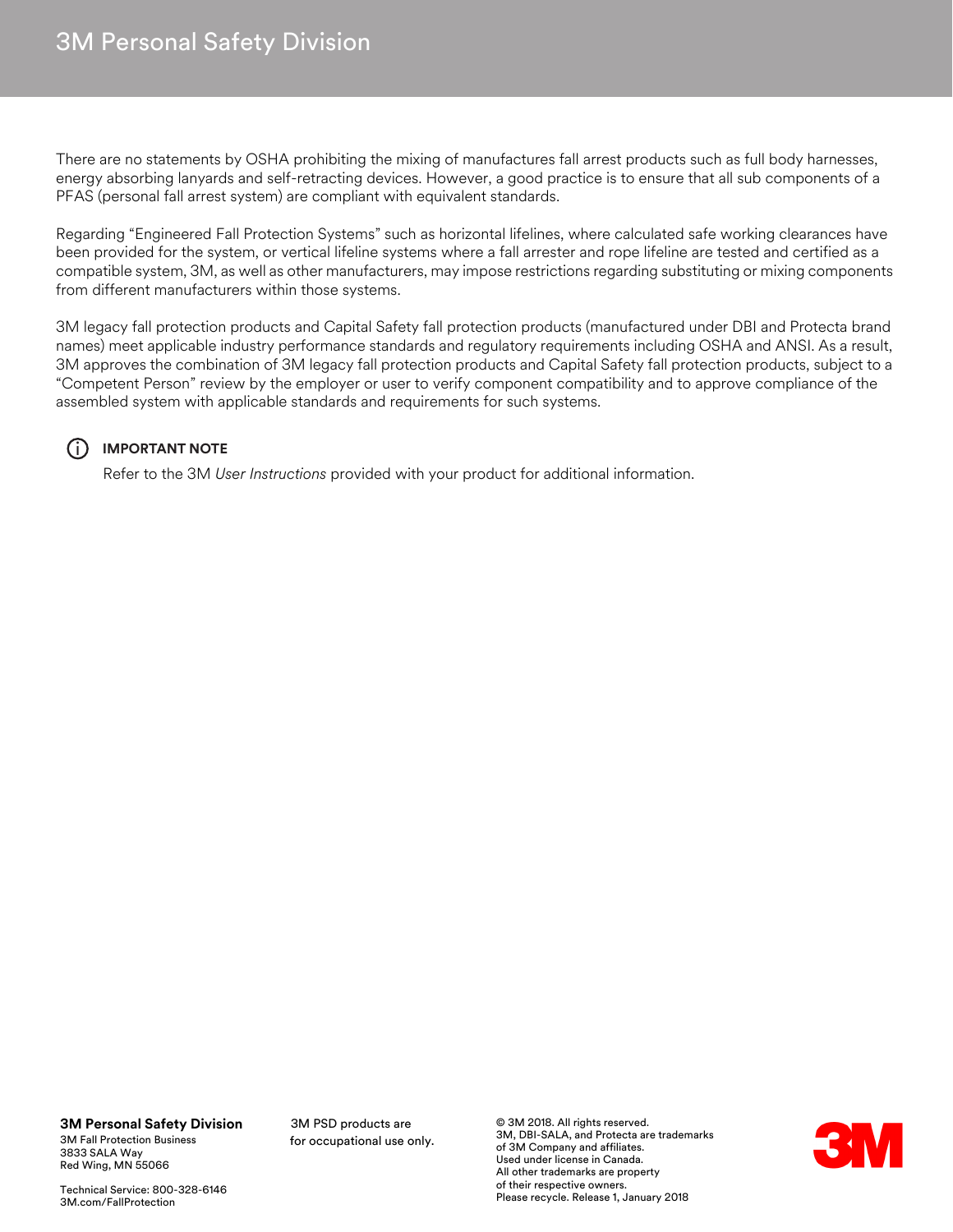There are no statements by OSHA prohibiting the mixing of manufactures fall arrest products such as full body harnesses, energy absorbing lanyards and self-retracting devices. However, a good practice is to ensure that all sub components of a PFAS (personal fall arrest system) are compliant with equivalent standards.

Regarding “Engineered Fall Protection Systems” such as horizontal lifelines, where calculated safe working clearances have been provided for the system, or vertical lifeline systems where a fall arrester and rope lifeline are tested and certified as a compatible system, 3M, as well as other manufacturers, may impose restrictions regarding substituting or mixing components from different manufacturers within those systems.

3M legacy fall protection products and Capital Safety fall protection products (manufactured under DBI and Protecta brand names) meet applicable industry performance standards and regulatory requirements including OSHA and ANSI. As a result, 3M approves the combination of 3M legacy fall protection products and Capital Safety fall protection products, subject to a “Competent Person” review by the employer or user to verify component compatibility and to approve compliance of the assembled system with applicable standards and requirements for such systems.

**IMPORTANT NOTE**

Refer to the 3M *User Instructions* provided with your product for additional information.

**3M Personal Safety Division**
3M Fall Protection Business
3833 SALA Way
Red Wing, MN 55066

Technical Service: 800-328-6146
3M.com/FallProtection

3M PSD products are for occupational use only.

© 3M 2018. All rights reserved.
3M, DBI-SALA, and Protecta are trademarks of 3M Company and affiliates.
Used under license in Canada.
All other trademarks are property of their respective owners.
Please recycle. Release 1, January 2018